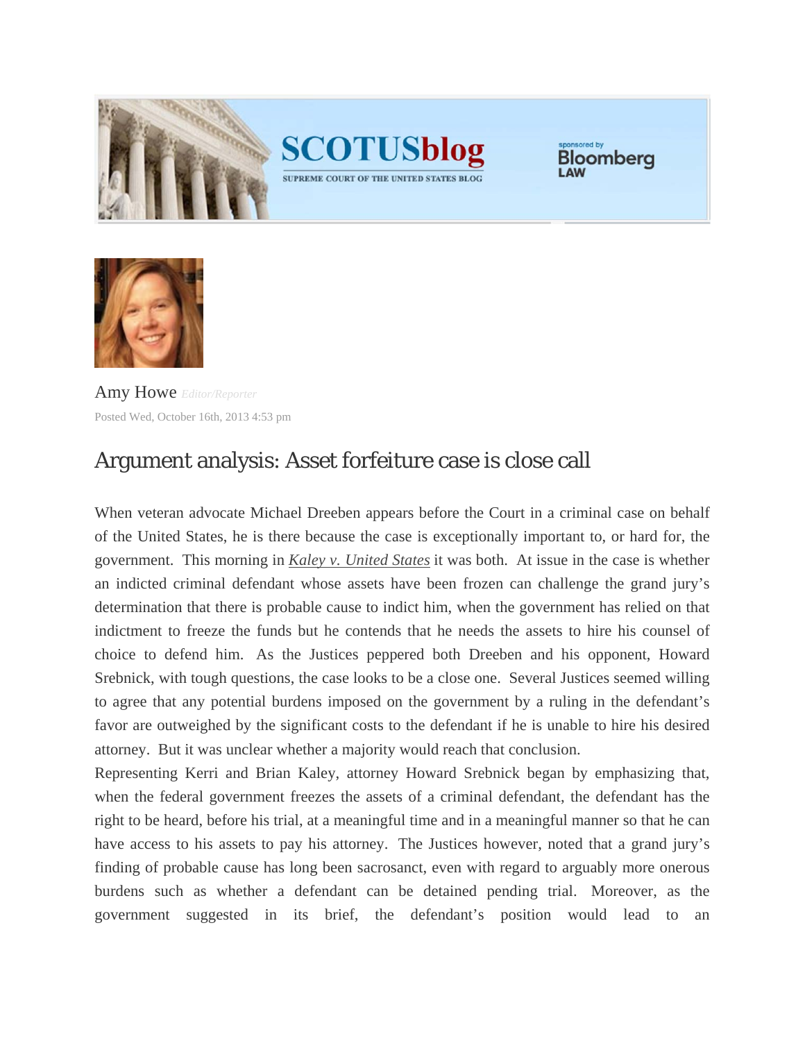Amy Howe Editor/Reporter

Posted Wed, October 16th, 2013 4:53 pm

# Argument analysis: Asset forfeiture case is close call

When veteran advocate Michael Dreeben appears before the Court in a criminal case on behalf of the United States, he is there because the case is exceptionally important to, or hard for, the government. This morning in *Kaley v. United States* it was both. At issue in the case is whether an indicted criminal defendant whose assets have been frozen can challenge the grand jury's determination that there is probable cause to indict him, when the government has relied on that indictment to freeze the funds but he contends that he needs the assets to hire his counsel of choice to defend him. As the Justices peppered both Dreeben and his opponent, Howard Srebnick, with tough questions, the case looks to be a close one. Several Justices seemed willing to agree that any potential burdens imposed on the government by a ruling in the defendant's favor are outweighed by the significant costs to the defendant if he is unable to hire his desired attorney. But it was unclear whether a majority would reach that conclusion.

Representing Kerri and Brian Kaley, attorney Howard Srebnick began by emphasizing that, when the federal government freezes the assets of a criminal defendant, the defendant has the right to be heard, before his trial, at a meaningful time and in a meaningful manner so that he can have access to his assets to pay his attorney. The Justices however, noted that a grand jury's finding of probable cause has long been sacrosanct, even with regard to arguably more onerous burdens such as whether a defendant can be detained pending trial. Moreover, as the government suggested in its brief, the defendant's position would lead to an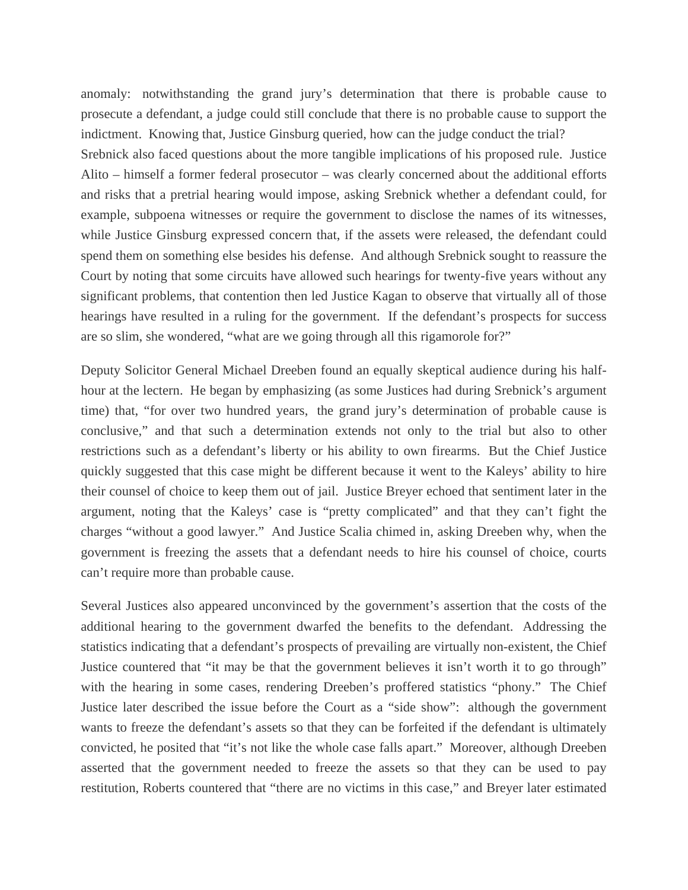anomaly: notwithstanding the grand jury's determination that there is probable cause to prosecute a defendant, a judge could still conclude that there is no probable cause to support the indictment. Knowing that, Justice Ginsburg queried, how can the judge conduct the trial?
Srebnick also faced questions about the more tangible implications of his proposed rule. Justice Alito – himself a former federal prosecutor – was clearly concerned about the additional efforts and risks that a pretrial hearing would impose, asking Srebnick whether a defendant could, for example, subpoena witnesses or require the government to disclose the names of its witnesses, while Justice Ginsburg expressed concern that, if the assets were released, the defendant could spend them on something else besides his defense. And although Srebnick sought to reassure the Court by noting that some circuits have allowed such hearings for twenty-five years without any significant problems, that contention then led Justice Kagan to observe that virtually all of those hearings have resulted in a ruling for the government. If the defendant's prospects for success are so slim, she wondered, "what are we going through all this rigamorole for?"

Deputy Solicitor General Michael Dreeben found an equally skeptical audience during his half-hour at the lectern. He began by emphasizing (as some Justices had during Srebnick's argument time) that, "for over two hundred years, the grand jury's determination of probable cause is conclusive," and that such a determination extends not only to the trial but also to other restrictions such as a defendant's liberty or his ability to own firearms. But the Chief Justice quickly suggested that this case might be different because it went to the Kaleys' ability to hire their counsel of choice to keep them out of jail. Justice Breyer echoed that sentiment later in the argument, noting that the Kaleys' case is "pretty complicated" and that they can't fight the charges "without a good lawyer." And Justice Scalia chimed in, asking Dreeben why, when the government is freezing the assets that a defendant needs to hire his counsel of choice, courts can't require more than probable cause.

Several Justices also appeared unconvinced by the government's assertion that the costs of the additional hearing to the government dwarfed the benefits to the defendant. Addressing the statistics indicating that a defendant's prospects of prevailing are virtually non-existent, the Chief Justice countered that "it may be that the government believes it isn't worth it to go through" with the hearing in some cases, rendering Dreeben's proffered statistics "phony." The Chief Justice later described the issue before the Court as a "side show": although the government wants to freeze the defendant's assets so that they can be forfeited if the defendant is ultimately convicted, he posited that "it's not like the whole case falls apart." Moreover, although Dreeben asserted that the government needed to freeze the assets so that they can be used to pay restitution, Roberts countered that "there are no victims in this case," and Breyer later estimated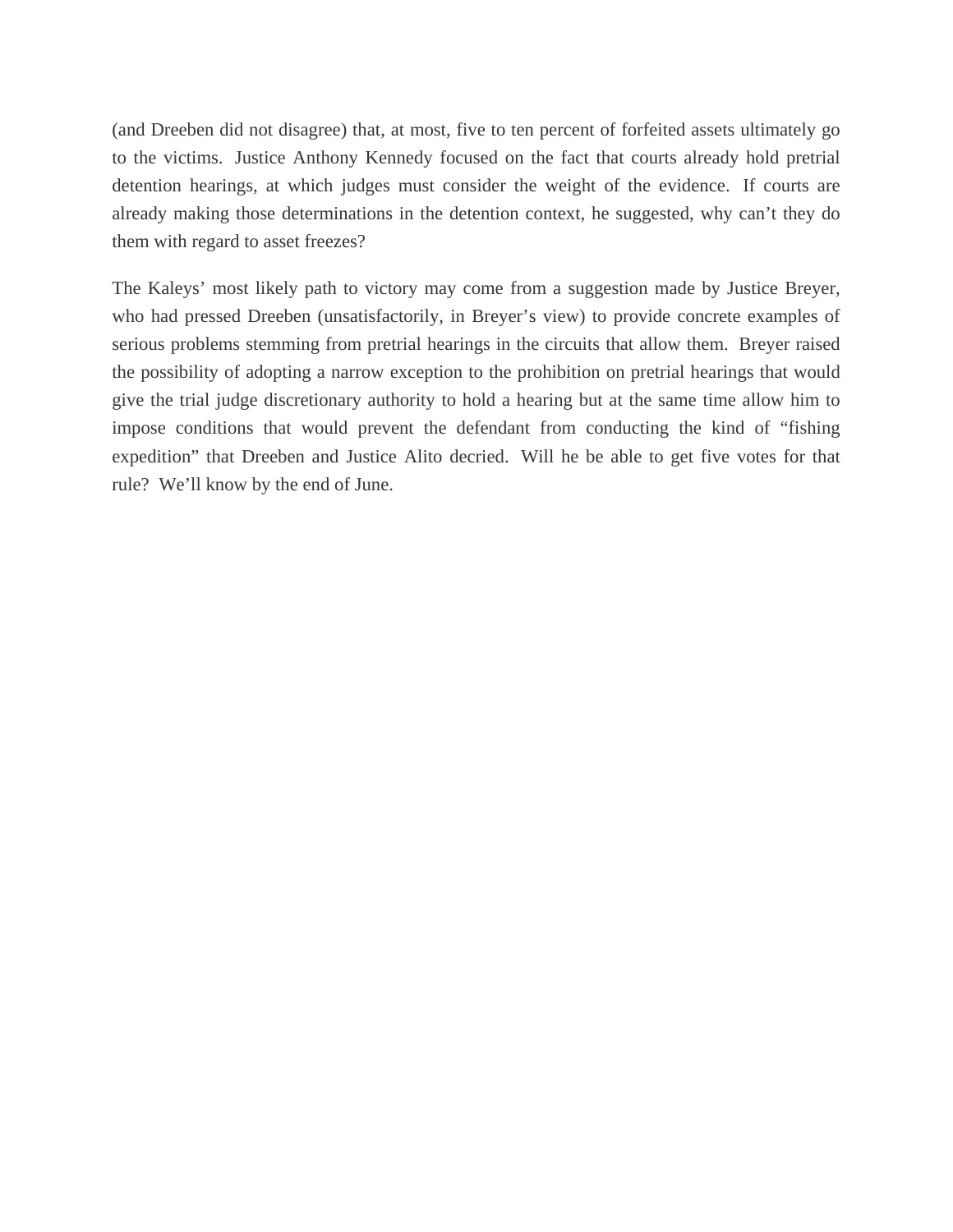(and Dreeben did not disagree) that, at most, five to ten percent of forfeited assets ultimately go to the victims.  Justice Anthony Kennedy focused on the fact that courts already hold pretrial detention hearings, at which judges must consider the weight of the evidence.  If courts are already making those determinations in the detention context, he suggested, why can't they do them with regard to asset freezes?

The Kaleys' most likely path to victory may come from a suggestion made by Justice Breyer, who had pressed Dreeben (unsatisfactorily, in Breyer's view) to provide concrete examples of serious problems stemming from pretrial hearings in the circuits that allow them.  Breyer raised the possibility of adopting a narrow exception to the prohibition on pretrial hearings that would give the trial judge discretionary authority to hold a hearing but at the same time allow him to impose conditions that would prevent the defendant from conducting the kind of "fishing expedition" that Dreeben and Justice Alito decried.  Will he be able to get five votes for that rule?  We'll know by the end of June.